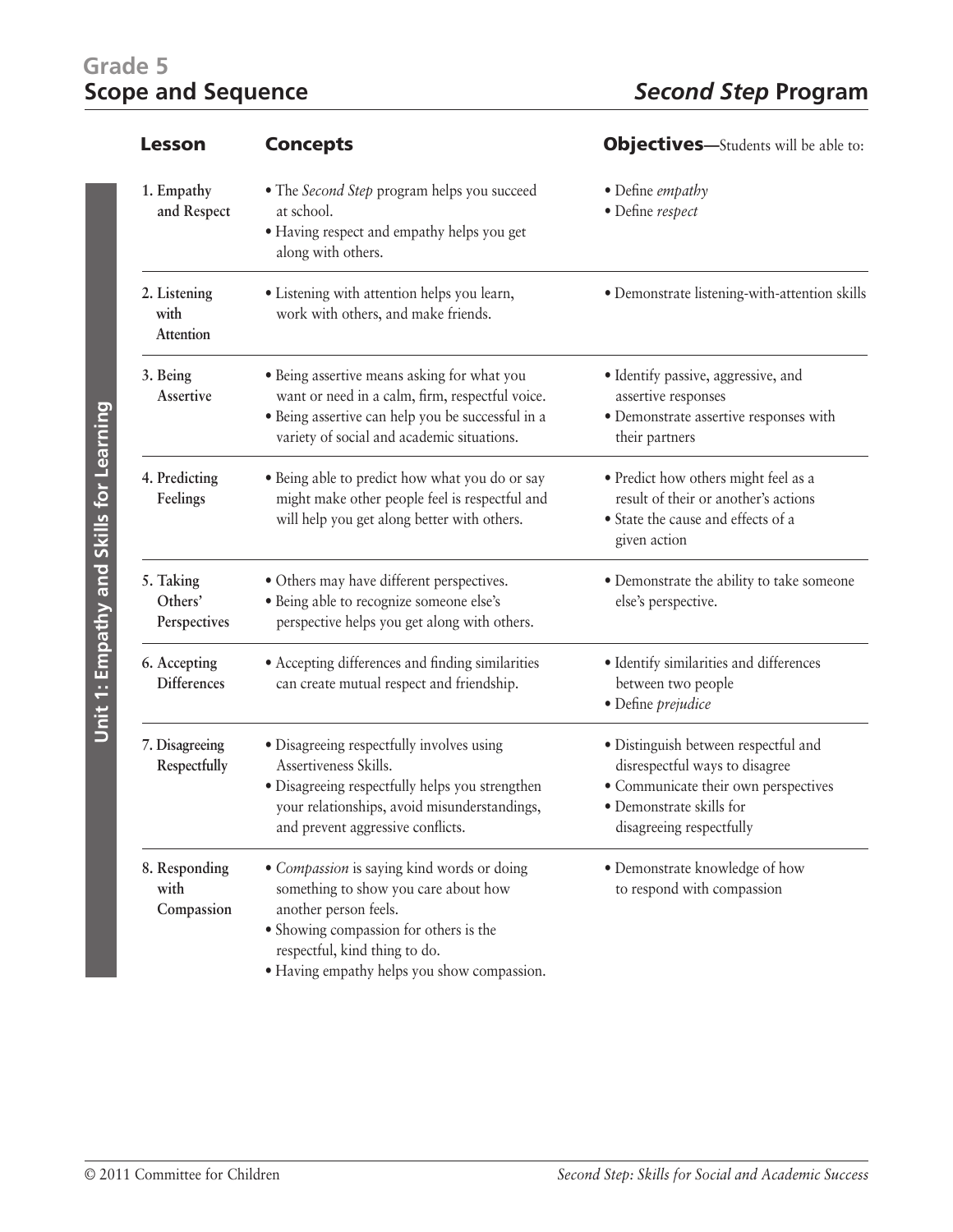# Grade 5
# Scope and Sequence

## *Second Step* Program

**Unit 1: Empathy and Skills for Learning**

| Lesson | Concepts | Objectives—Students will be able to: |
|---|---|---|
| **1. Empathy and Respect** | • The *Second Step* program helps you succeed at school.<br>• Having respect and empathy helps you get along with others. | • Define *empathy*<br>• Define *respect* |
| **2. Listening with Attention** | • Listening with attention helps you learn, work with others, and make friends. | • Demonstrate listening-with-attention skills |
| **3. Being Assertive** | • Being assertive means asking for what you want or need in a calm, firm, respectful voice.<br>• Being assertive can help you be successful in a variety of social and academic situations. | • Identify passive, aggressive, and assertive responses<br>• Demonstrate assertive responses with their partners |
| **4. Predicting Feelings** | • Being able to predict how what you do or say might make other people feel is respectful and will help you get along better with others. | • Predict how others might feel as a result of their or another's actions<br>• State the cause and effects of a given action |
| **5. Taking Others' Perspectives** | • Others may have different perspectives.<br>• Being able to recognize someone else's perspective helps you get along with others. | • Demonstrate the ability to take someone else's perspective. |
| **6. Accepting Differences** | • Accepting differences and finding similarities can create mutual respect and friendship. | • Identify similarities and differences between two people<br>• Define *prejudice* |
| **7. Disagreeing Respectfully** | • Disagreeing respectfully involves using Assertiveness Skills.<br>• Disagreeing respectfully helps you strengthen your relationships, avoid misunderstandings, and prevent aggressive conflicts. | • Distinguish between respectful and disrespectful ways to disagree<br>• Communicate their own perspectives<br>• Demonstrate skills for disagreeing respectfully |
| **8. Responding with Compassion** | • *Compassion* is saying kind words or doing something to show you care about how another person feels.<br>• Showing compassion for others is the respectful, kind thing to do.<br>• Having empathy helps you show compassion. | • Demonstrate knowledge of how to respond with compassion |

© 2011 Committee for Children

*Second Step: Skills for Social and Academic Success*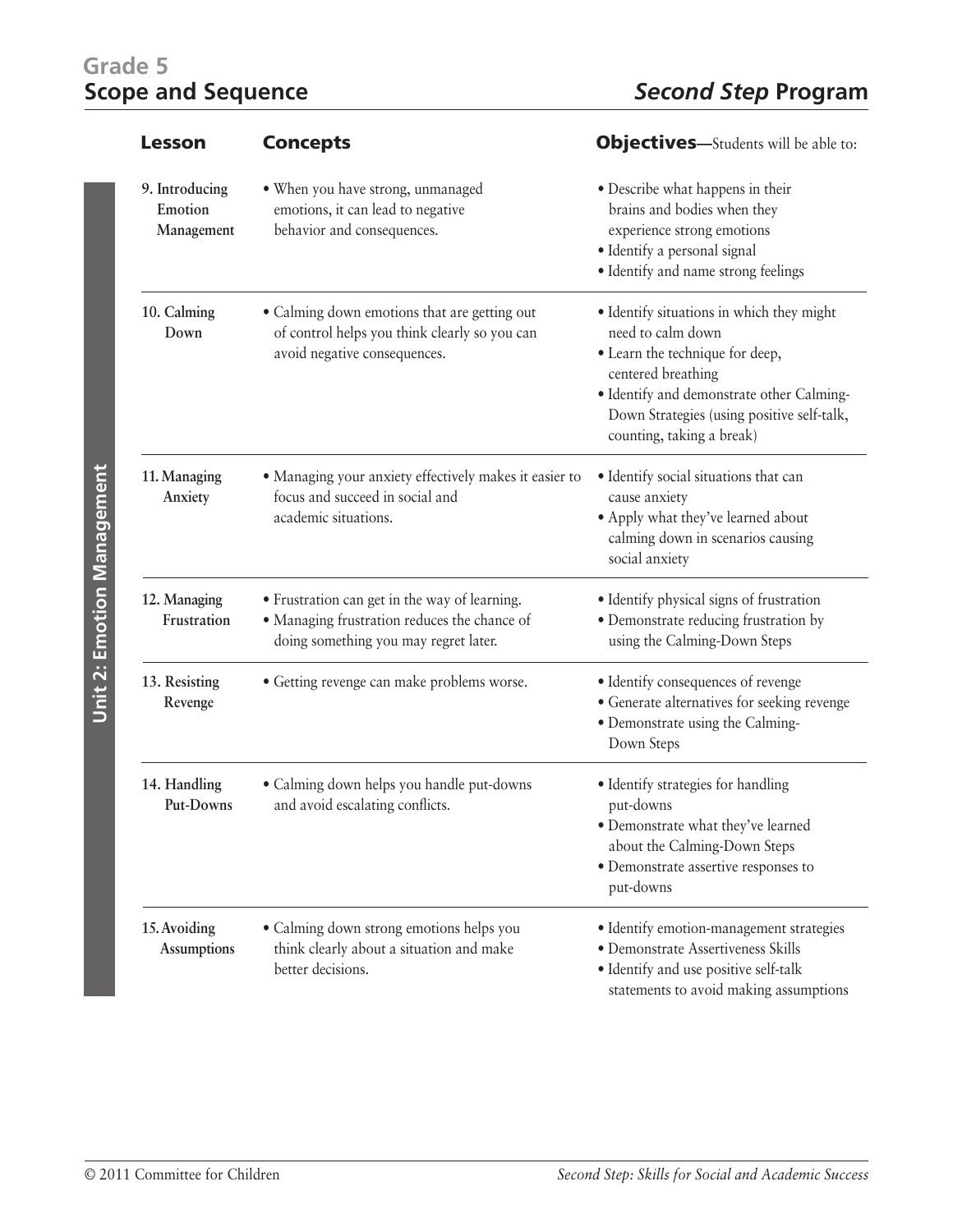## Grade 5
## Scope and Sequence

***Second Step* Program**

**Unit 2: Emotion Management**

| Lesson | Concepts | Objectives—Students will be able to: |
|---|---|---|
| 9. Introducing Emotion Management | • When you have strong, unmanaged emotions, it can lead to negative behavior and consequences. | • Describe what happens in their brains and bodies when they experience strong emotions<br>• Identify a personal signal<br>• Identify and name strong feelings |
| 10. Calming Down | • Calming down emotions that are getting out of control helps you think clearly so you can avoid negative consequences. | • Identify situations in which they might need to calm down<br>• Learn the technique for deep, centered breathing<br>• Identify and demonstrate other Calming-Down Strategies (using positive self-talk, counting, taking a break) |
| 11. Managing Anxiety | • Managing your anxiety effectively makes it easier to focus and succeed in social and academic situations. | • Identify social situations that can cause anxiety<br>• Apply what they've learned about calming down in scenarios causing social anxiety |
| 12. Managing Frustration | • Frustration can get in the way of learning.<br>• Managing frustration reduces the chance of doing something you may regret later. | • Identify physical signs of frustration<br>• Demonstrate reducing frustration by using the Calming-Down Steps |
| 13. Resisting Revenge | • Getting revenge can make problems worse. | • Identify consequences of revenge<br>• Generate alternatives for seeking revenge<br>• Demonstrate using the Calming-Down Steps |
| 14. Handling Put-Downs | • Calming down helps you handle put-downs and avoid escalating conflicts. | • Identify strategies for handling put-downs<br>• Demonstrate what they've learned about the Calming-Down Steps<br>• Demonstrate assertive responses to put-downs |
| 15. Avoiding Assumptions | • Calming down strong emotions helps you think clearly about a situation and make better decisions. | • Identify emotion-management strategies<br>• Demonstrate Assertiveness Skills<br>• Identify and use positive self-talk statements to avoid making assumptions |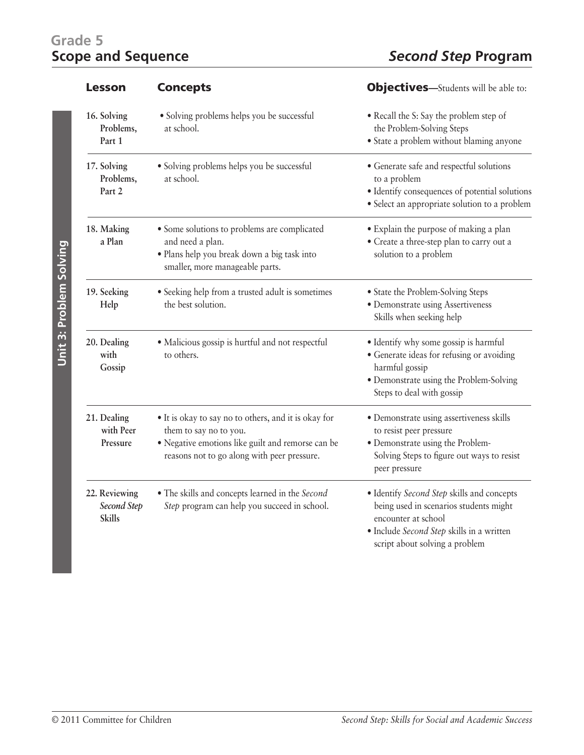# Grade 5 Scope and Sequence

## *Second Step* Program

**Unit 3: Problem Solving**

| Lesson | Concepts | Objectives—Students will be able to: |
|---|---|---|
| 16. Solving Problems, Part 1 | • Solving problems helps you be successful at school. | • Recall the S: Say the problem step of the Problem-Solving Steps<br>• State a problem without blaming anyone |
| 17. Solving Problems, Part 2 | • Solving problems helps you be successful at school. | • Generate safe and respectful solutions to a problem<br>• Identify consequences of potential solutions<br>• Select an appropriate solution to a problem |
| 18. Making a Plan | • Some solutions to problems are complicated and need a plan.<br>• Plans help you break down a big task into smaller, more manageable parts. | • Explain the purpose of making a plan<br>• Create a three-step plan to carry out a solution to a problem |
| 19. Seeking Help | • Seeking help from a trusted adult is sometimes the best solution. | • State the Problem-Solving Steps<br>• Demonstrate using Assertiveness Skills when seeking help |
| 20. Dealing with Gossip | • Malicious gossip is hurtful and not respectful to others. | • Identify why some gossip is harmful<br>• Generate ideas for refusing or avoiding harmful gossip<br>• Demonstrate using the Problem-Solving Steps to deal with gossip |
| 21. Dealing with Peer Pressure | • It is okay to say no to others, and it is okay for them to say no to you.<br>• Negative emotions like guilt and remorse can be reasons not to go along with peer pressure. | • Demonstrate using assertiveness skills to resist peer pressure<br>• Demonstrate using the Problem-Solving Steps to figure out ways to resist peer pressure |
| 22. Reviewing *Second Step* Skills | • The skills and concepts learned in the *Second Step* program can help you succeed in school. | • Identify *Second Step* skills and concepts being used in scenarios students might encounter at school<br>• Include *Second Step* skills in a written script about solving a problem |

© 2011 Committee for Children — *Second Step: Skills for Social and Academic Success*